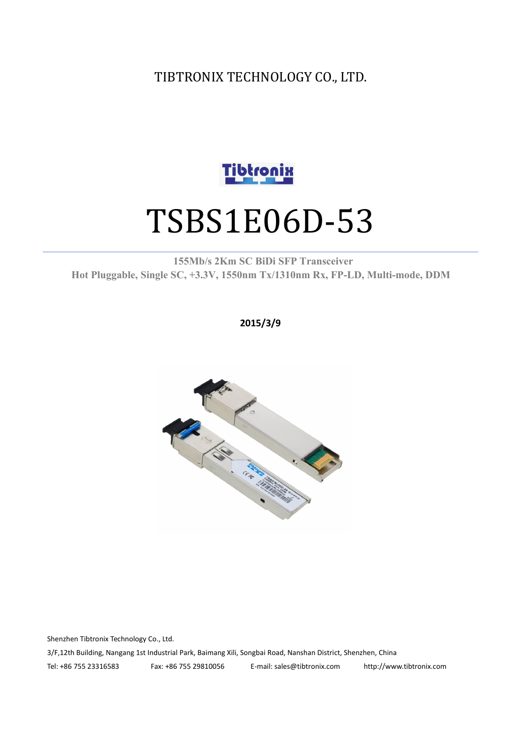TIBTRONIX TECHNOLOGY CO., LTD.

# TSBS1E06D-53

**155Mb/s 2Km SC BiDi SFP Transceiver**
**Hot Pluggable, Single SC, +3.3V, 1550nm Tx/1310nm Rx, FP-LD, Multi-mode, DDM**

**2015/3/9**

Shenzhen Tibtronix Technology Co., Ltd.

3/F,12th Building, Nangang 1st Industrial Park, Baimang Xili, Songbai Road, Nanshan District, Shenzhen, China

Tel: +86 755 23316583 Fax: +86 755 29810056 E-mail: sales@tibtronix.com http://www.tibtronix.com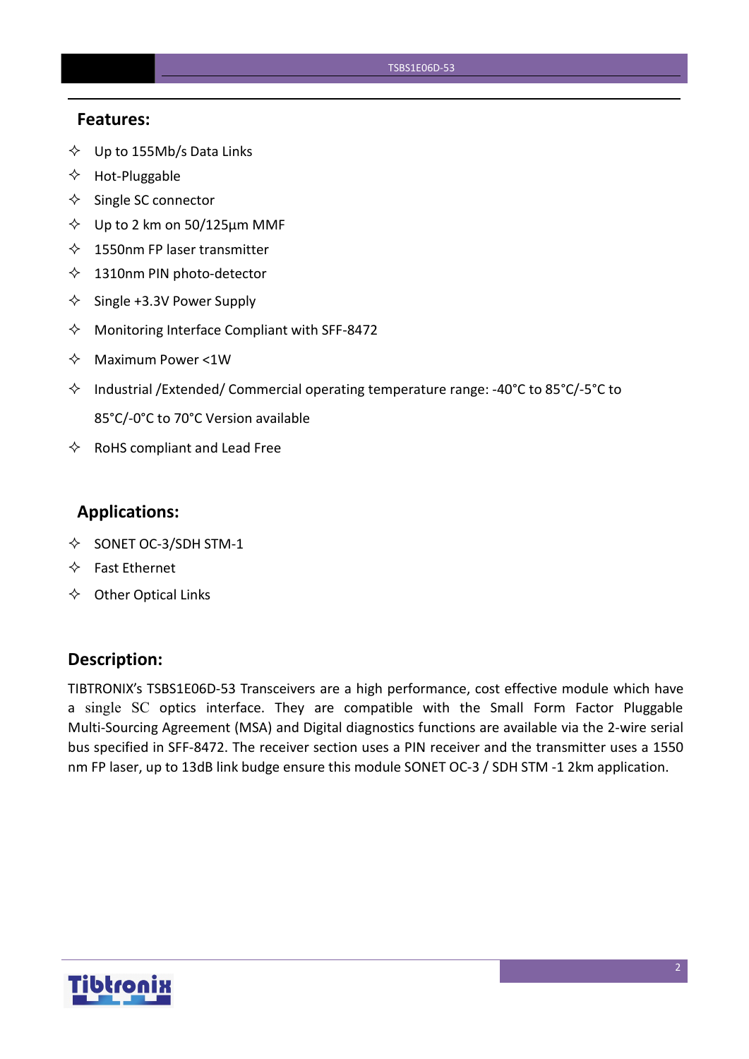## Features:

- ✧ Up to 155Mb/s Data Links
- ✧ Hot-Pluggable
- ✧ Single SC connector
- ✧ Up to 2 km on 50/125µm MMF
- ✧ 1550nm FP laser transmitter
- ✧ 1310nm PIN photo-detector
- ✧ Single +3.3V Power Supply
- ✧ Monitoring Interface Compliant with SFF-8472
- ✧ Maximum Power <1W
- ✧ Industrial /Extended/ Commercial operating temperature range: -40°C to 85°C/-5°C to 85°C/-0°C to 70°C Version available
- ✧ RoHS compliant and Lead Free

## Applications:

- ✧ SONET OC-3/SDH STM-1
- ✧ Fast Ethernet
- ✧ Other Optical Links

## Description:

TIBTRONIX's TSBS1E06D-53 Transceivers are a high performance, cost effective module which have a single SC optics interface. They are compatible with the Small Form Factor Pluggable Multi-Sourcing Agreement (MSA) and Digital diagnostics functions are available via the 2-wire serial bus specified in SFF-8472. The receiver section uses a PIN receiver and the transmitter uses a 1550 nm FP laser, up to 13dB link budge ensure this module SONET OC-3 / SDH STM -1 2km application.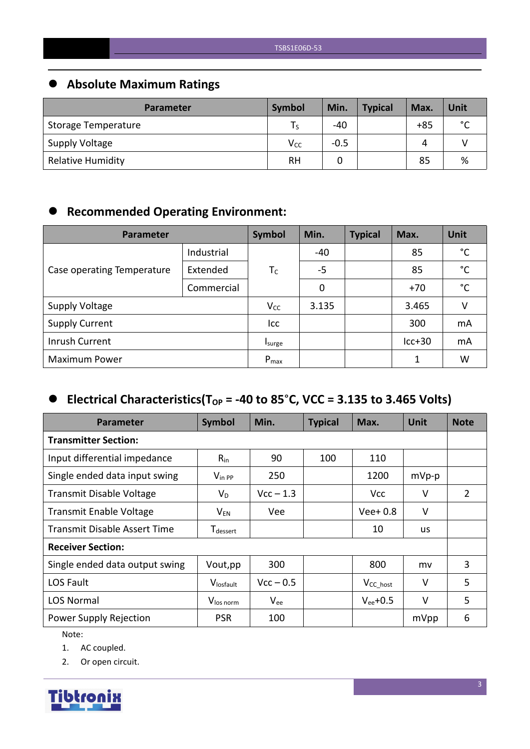## Absolute Maximum Ratings

| Parameter | Symbol | Min. | Typical | Max. | Unit |
|---|---|---|---|---|---|
| Storage Temperature | $T_S$ | -40 | | +85 | °C |
| Supply Voltage | $V_{CC}$ | -0.5 | | 4 | V |
| Relative Humidity | RH | 0 | | 85 | % |

## Recommended Operating Environment:

| Parameter | | Symbol | Min. | Typical | Max. | Unit |
|---|---|---|---|---|---|---|
| Case operating Temperature | Industrial | $T_C$ | -40 | | 85 | °C |
| | Extended | | -5 | | 85 | °C |
| | Commercial | | 0 | | +70 | °C |
| Supply Voltage | | $V_{CC}$ | 3.135 | | 3.465 | V |
| Supply Current | | Icc | | | 300 | mA |
| Inrush Current | | $I_{surge}$ | | | Icc+30 | mA |
| Maximum Power | | $P_{max}$ | | | 1 | W |

## Electrical Characteristics($T_{OP}$ = -40 to 85°C, VCC = 3.135 to 3.465 Volts)

| Parameter | Symbol | Min. | Typical | Max. | Unit | Note |
|---|---|---|---|---|---|---|
| **Transmitter Section:** | | | | | | |
| Input differential impedance | $R_{in}$ | 90 | 100 | 110 | | |
| Single ended data input swing | $V_{in\ PP}$ | 250 | | 1200 | mVp-p | |
| Transmit Disable Voltage | $V_D$ | Vcc – 1.3 | | Vcc | V | 2 |
| Transmit Enable Voltage | $V_{EN}$ | Vee | | Vee+ 0.8 | V | |
| Transmit Disable Assert Time | $T_{dessert}$ | | | 10 | us | |
| **Receiver Section:** | | | | | | |
| Single ended data output swing | Vout,pp | 300 | | 800 | mv | 3 |
| LOS Fault | $V_{losfault}$ | Vcc – 0.5 | | $V_{CC\_host}$ | V | 5 |
| LOS Normal | $V_{los\ norm}$ | $V_{ee}$ | | $V_{ee}$+0.5 | V | 5 |
| Power Supply Rejection | PSR | 100 | | | mVpp | 6 |

Note:

1. AC coupled.
2. Or open circuit.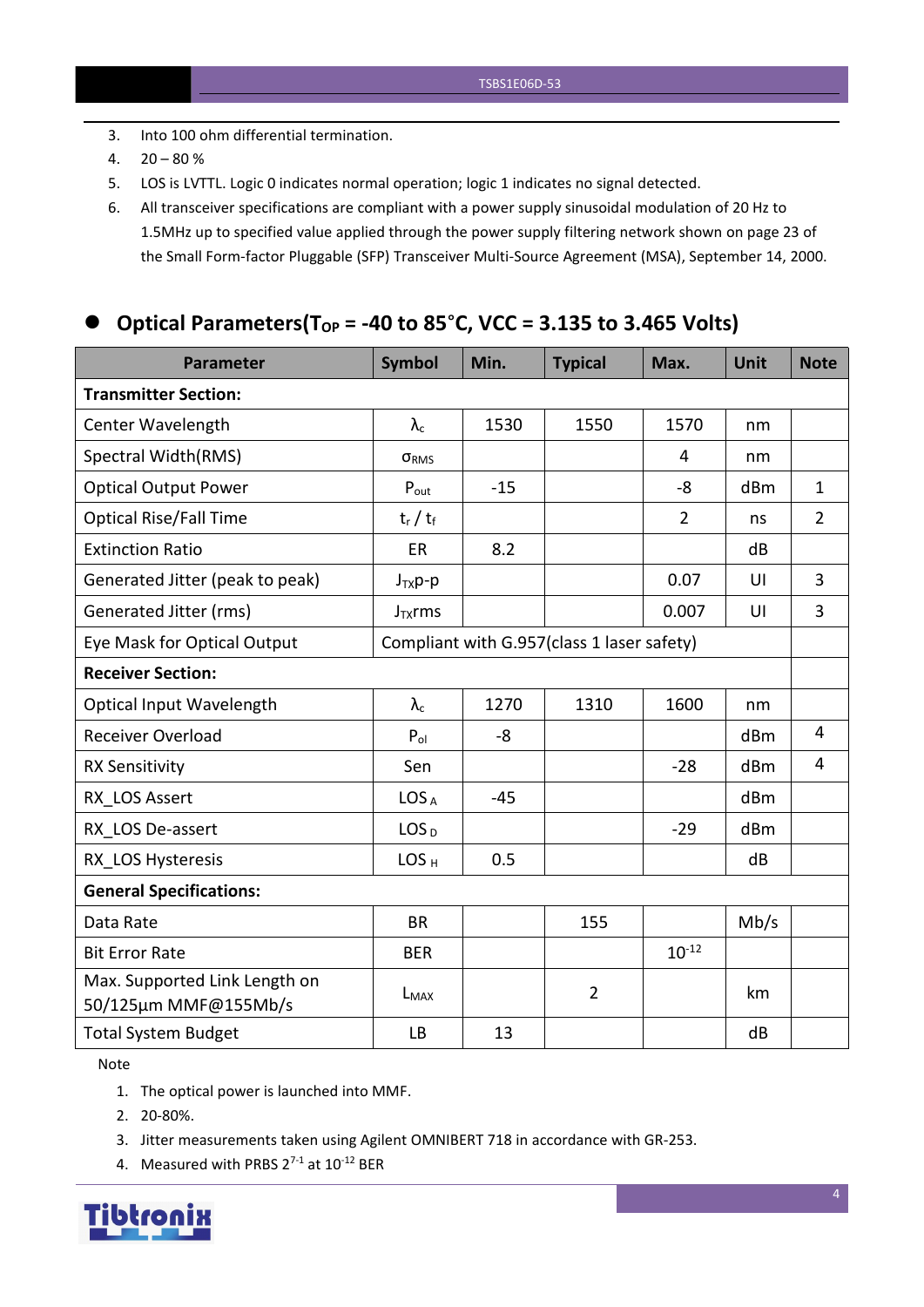3. Into 100 ohm differential termination.
4. 20 – 80 %
5. LOS is LVTTL. Logic 0 indicates normal operation; logic 1 indicates no signal detected.
6. All transceiver specifications are compliant with a power supply sinusoidal modulation of 20 Hz to 1.5MHz up to specified value applied through the power supply filtering network shown on page 23 of the Small Form-factor Pluggable (SFP) Transceiver Multi-Source Agreement (MSA), September 14, 2000.

## Optical Parameters($T_{OP}$ = -40 to 85°C, VCC = 3.135 to 3.465 Volts)

| Parameter | Symbol | Min. | Typical | Max. | Unit | Note |
|---|---|---|---|---|---|---|
| **Transmitter Section:** | | | | | | |
| Center Wavelength | $\lambda_c$ | 1530 | 1550 | 1570 | nm | |
| Spectral Width(RMS) | $\sigma_{RMS}$ | | | 4 | nm | |
| Optical Output Power | $P_{out}$ | -15 | | -8 | dBm | 1 |
| Optical Rise/Fall Time | $t_r$ / $t_f$ | | | 2 | ns | 2 |
| Extinction Ratio | ER | 8.2 | | | dB | |
| Generated Jitter (peak to peak) | $J_{TX}$p-p | | | 0.07 | UI | 3 |
| Generated Jitter (rms) | $J_{TX}$rms | | | 0.007 | UI | 3 |
| Eye Mask for Optical Output | Compliant with G.957(class 1 laser safety) | | | | | |
| **Receiver Section:** | | | | | | |
| Optical Input Wavelength | $\lambda_c$ | 1270 | 1310 | 1600 | nm | |
| Receiver Overload | $P_{ol}$ | -8 | | | dBm | 4 |
| RX Sensitivity | Sen | | | -28 | dBm | 4 |
| RX_LOS Assert | $LOS_A$ | -45 | | | dBm | |
| RX_LOS De-assert | $LOS_D$ | | | -29 | dBm | |
| RX_LOS Hysteresis | $LOS_H$ | 0.5 | | | dB | |
| **General Specifications:** | | | | | | |
| Data Rate | BR | | 155 | | Mb/s | |
| Bit Error Rate | BER | | | $10^{-12}$ | | |
| Max. Supported Link Length on 50/125µm MMF@155Mb/s | $L_{MAX}$ | | 2 | | km | |
| Total System Budget | LB | 13 | | | dB | |

Note

1. The optical power is launched into MMF.
2. 20-80%.
3. Jitter measurements taken using Agilent OMNIBERT 718 in accordance with GR-253.
4. Measured with PRBS $2^{7-1}$ at $10^{-12}$ BER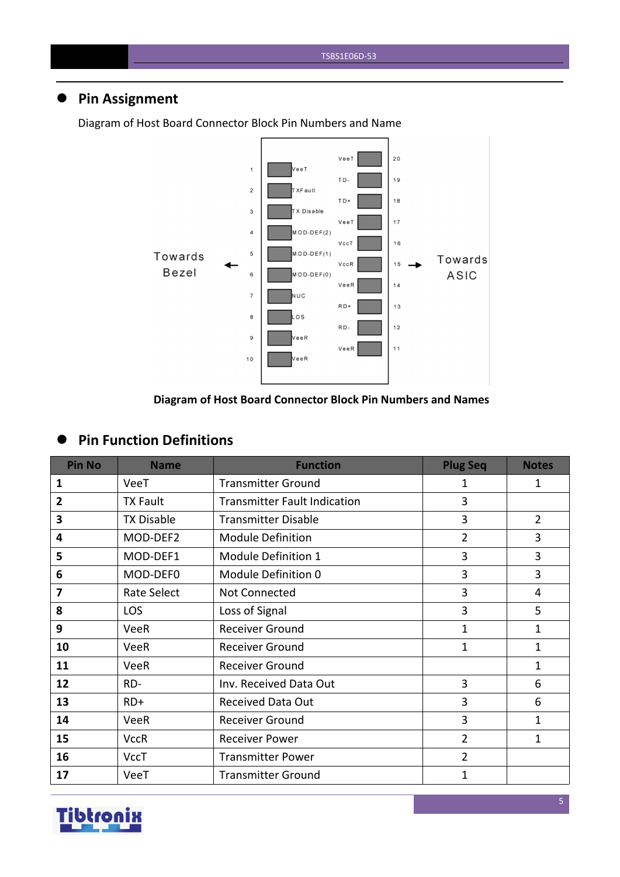## Pin Assignment

Diagram of Host Board Connector Block Pin Numbers and Name

**Diagram of Host Board Connector Block Pin Numbers and Names**

## Pin Function Definitions

| Pin No | Name | Function | Plug Seq | Notes |
|---|---|---|---|---|
| **1** | VeeT | Transmitter Ground | 1 | 1 |
| **2** | TX Fault | Transmitter Fault Indication | 3 | |
| **3** | TX Disable | Transmitter Disable | 3 | 2 |
| **4** | MOD-DEF2 | Module Definition | 2 | 3 |
| **5** | MOD-DEF1 | Module Definition 1 | 3 | 3 |
| **6** | MOD-DEF0 | Module Definition 0 | 3 | 3 |
| **7** | Rate Select | Not Connected | 3 | 4 |
| **8** | LOS | Loss of Signal | 3 | 5 |
| **9** | VeeR | Receiver Ground | 1 | 1 |
| **10** | VeeR | Receiver Ground | 1 | 1 |
| **11** | VeeR | Receiver Ground | | 1 |
| **12** | RD- | Inv. Received Data Out | 3 | 6 |
| **13** | RD+ | Received Data Out | 3 | 6 |
| **14** | VeeR | Receiver Ground | 3 | 1 |
| **15** | VccR | Receiver Power | 2 | 1 |
| **16** | VccT | Transmitter Power | 2 | |
| **17** | VeeT | Transmitter Ground | 1 | |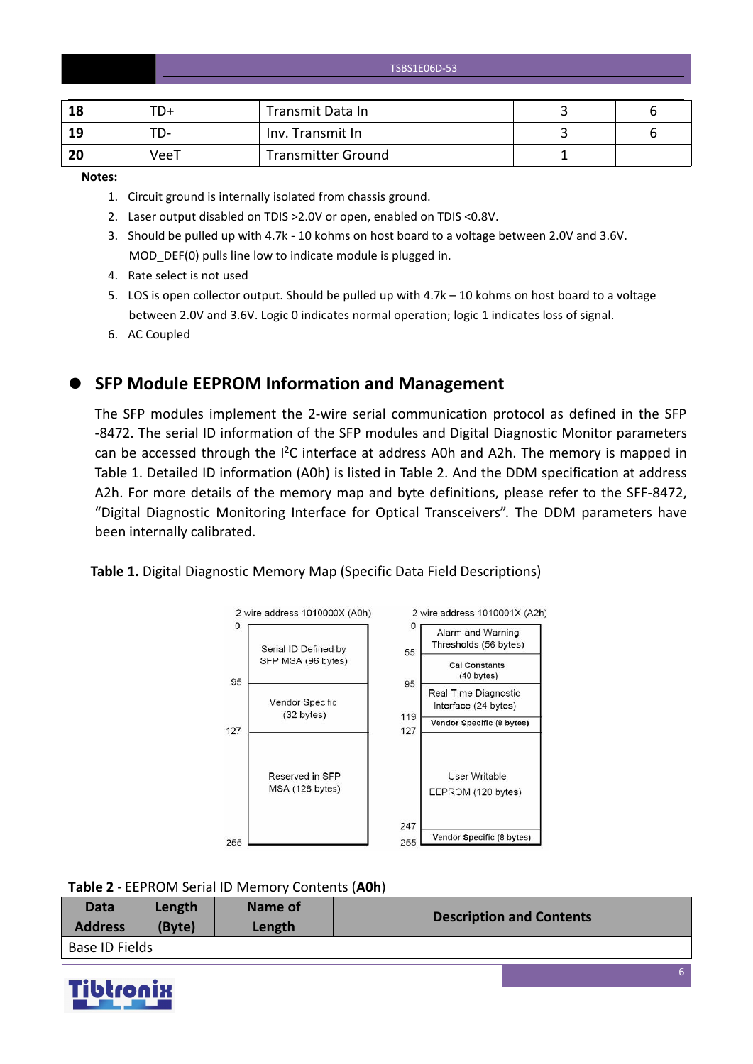| 18 | TD+ | Transmit Data In | 3 | 6 |
|---|---|---|---|---|
| 19 | TD- | Inv. Transmit In | 3 | 6 |
| 20 | VeeT | Transmitter Ground | 1 | |

**Notes:**

1. Circuit ground is internally isolated from chassis ground.
2. Laser output disabled on TDIS >2.0V or open, enabled on TDIS <0.8V.
3. Should be pulled up with 4.7k - 10 kohms on host board to a voltage between 2.0V and 3.6V. MOD_DEF(0) pulls line low to indicate module is plugged in.
4. Rate select is not used
5. LOS is open collector output. Should be pulled up with 4.7k – 10 kohms on host board to a voltage between 2.0V and 3.6V. Logic 0 indicates normal operation; logic 1 indicates loss of signal.
6. AC Coupled

## SFP Module EEPROM Information and Management

The SFP modules implement the 2-wire serial communication protocol as defined in the SFP -8472. The serial ID information of the SFP modules and Digital Diagnostic Monitor parameters can be accessed through the I$^2$C interface at address A0h and A2h. The memory is mapped in Table 1. Detailed ID information (A0h) is listed in Table 2. And the DDM specification at address A2h. For more details of the memory map and byte definitions, please refer to the SFF-8472, "Digital Diagnostic Monitoring Interface for Optical Transceivers". The DDM parameters have been internally calibrated.

**Table 1.** Digital Diagnostic Memory Map (Specific Data Field Descriptions)

| 2 wire address 1010000X (A0h) | |
|---|---|
| 0 – 95 | Serial ID Defined by SFP MSA (96 bytes) |
| 95 – 127 | Vendor Specific (32 bytes) |
| 127 – 255 | Reserved in SFP MSA (128 bytes) |

| 2 wire address 1010001X (A2h) | |
|---|---|
| 0 – 55 | Alarm and Warning Thresholds (56 bytes) |
| 55 – 95 | Cal Constants (40 bytes) |
| 95 – 119 | Real Time Diagnostic Interface (24 bytes) |
| 119 – 127 | Vendor Specific (8 bytes) |
| 127 – 247 | User Writable EEPROM (120 bytes) |
| 247 – 255 | Vendor Specific (8 bytes) |

**Table 2** - EEPROM Serial ID Memory Contents (**A0h**)

| Data Address | Length (Byte) | Name of Length | Description and Contents |
|---|---|---|---|
| Base ID Fields | | | |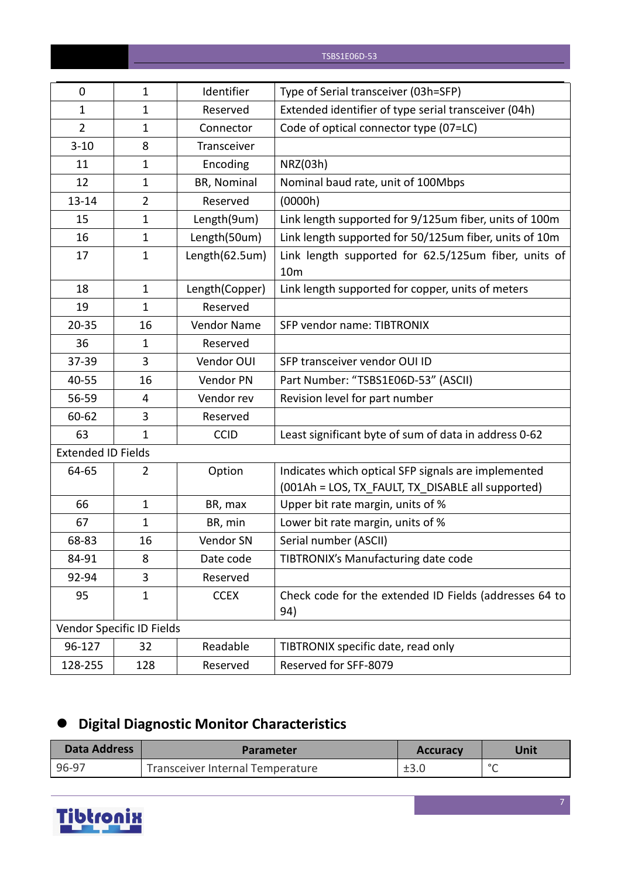| | | | |
|---|---|---|---|
| 0 | 1 | Identifier | Type of Serial transceiver (03h=SFP) |
| 1 | 1 | Reserved | Extended identifier of type serial transceiver (04h) |
| 2 | 1 | Connector | Code of optical connector type (07=LC) |
| 3-10 | 8 | Transceiver | |
| 11 | 1 | Encoding | NRZ(03h) |
| 12 | 1 | BR, Nominal | Nominal baud rate, unit of 100Mbps |
| 13-14 | 2 | Reserved | (0000h) |
| 15 | 1 | Length(9um) | Link length supported for 9/125um fiber, units of 100m |
| 16 | 1 | Length(50um) | Link length supported for 50/125um fiber, units of 10m |
| 17 | 1 | Length(62.5um) | Link length supported for 62.5/125um fiber, units of 10m |
| 18 | 1 | Length(Copper) | Link length supported for copper, units of meters |
| 19 | 1 | Reserved | |
| 20-35 | 16 | Vendor Name | SFP vendor name: TIBTRONIX |
| 36 | 1 | Reserved | |
| 37-39 | 3 | Vendor OUI | SFP transceiver vendor OUI ID |
| 40-55 | 16 | Vendor PN | Part Number: "TSBS1E06D-53" (ASCII) |
| 56-59 | 4 | Vendor rev | Revision level for part number |
| 60-62 | 3 | Reserved | |
| 63 | 1 | CCID | Least significant byte of sum of data in address 0-62 |
| Extended ID Fields | | | |
| 64-65 | 2 | Option | Indicates which optical SFP signals are implemented (001Ah = LOS, TX_FAULT, TX_DISABLE all supported) |
| 66 | 1 | BR, max | Upper bit rate margin, units of % |
| 67 | 1 | BR, min | Lower bit rate margin, units of % |
| 68-83 | 16 | Vendor SN | Serial number (ASCII) |
| 84-91 | 8 | Date code | TIBTRONIX's Manufacturing date code |
| 92-94 | 3 | Reserved | |
| 95 | 1 | CCEX | Check code for the extended ID Fields (addresses 64 to 94) |
| Vendor Specific ID Fields | | | |
| 96-127 | 32 | Readable | TIBTRONIX specific date, read only |
| 128-255 | 128 | Reserved | Reserved for SFF-8079 |

## Digital Diagnostic Monitor Characteristics

| Data Address | Parameter | Accuracy | Unit |
|---|---|---|---|
| 96-97 | Transceiver Internal Temperature | ±3.0 | °C |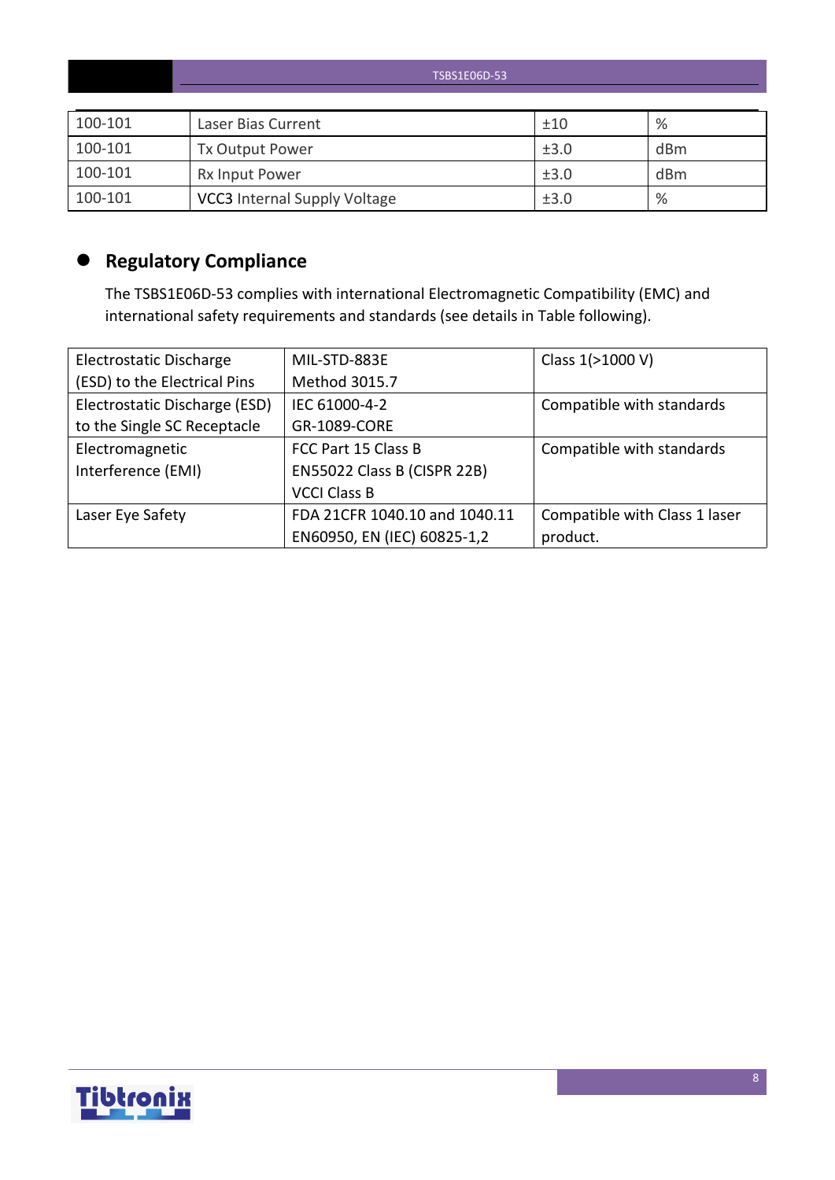| 100-101 | Laser Bias Current | ±10 | % |
|---|---|---|---|
| 100-101 | Tx Output Power | ±3.0 | dBm |
| 100-101 | Rx Input Power | ±3.0 | dBm |
| 100-101 | VCC3 Internal Supply Voltage | ±3.0 | % |

## Regulatory Compliance

The TSBS1E06D-53 complies with international Electromagnetic Compatibility (EMC) and international safety requirements and standards (see details in Table following).

| Electrostatic Discharge (ESD) to the Electrical Pins | MIL-STD-883E Method 3015.7 | Class 1(>1000 V) |
|---|---|---|
| Electrostatic Discharge (ESD) to the Single SC Receptacle | IEC 61000-4-2 GR-1089-CORE | Compatible with standards |
| Electromagnetic Interference (EMI) | FCC Part 15 Class B EN55022 Class B (CISPR 22B) VCCI Class B | Compatible with standards |
| Laser Eye Safety | FDA 21CFR 1040.10 and 1040.11 EN60950, EN (IEC) 60825-1,2 | Compatible with Class 1 laser product. |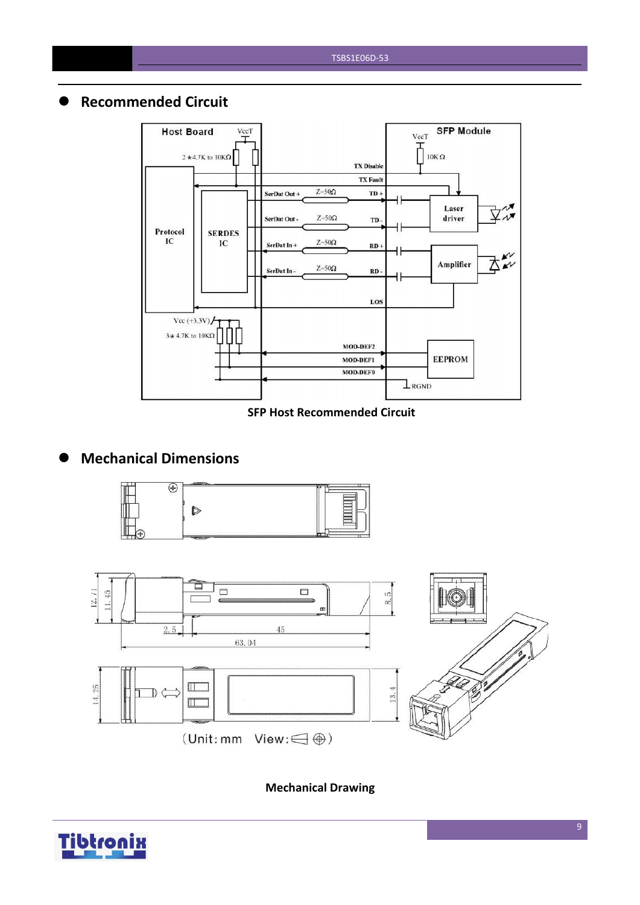## Recommended Circuit

SFP Host Recommended Circuit

## Mechanical Dimensions

Mechanical Drawing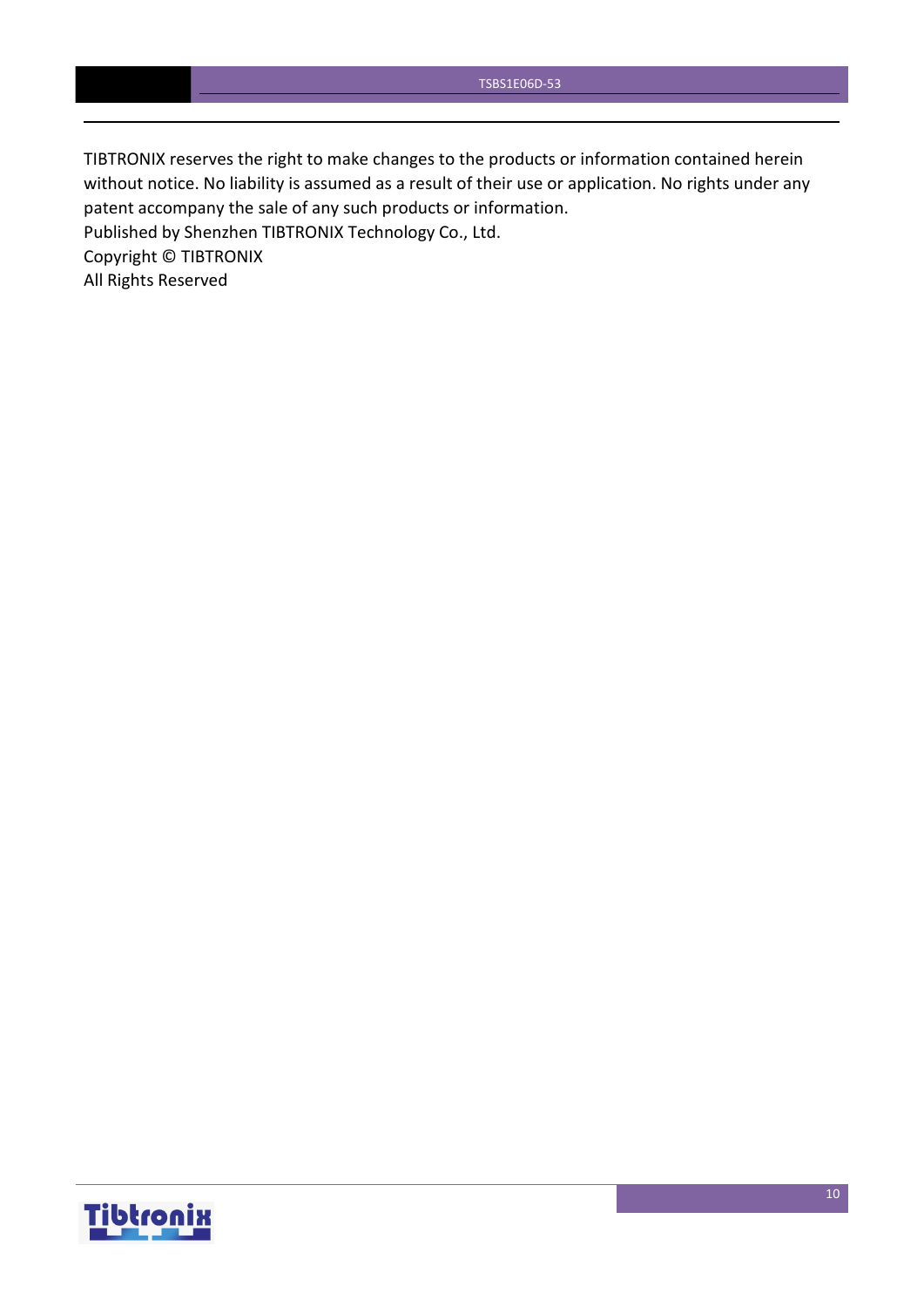TIBTRONIX reserves the right to make changes to the products or information contained herein without notice. No liability is assumed as a result of their use or application. No rights under any patent accompany the sale of any such products or information.

Published by Shenzhen TIBTRONIX Technology Co., Ltd.

Copyright © TIBTRONIX

All Rights Reserved